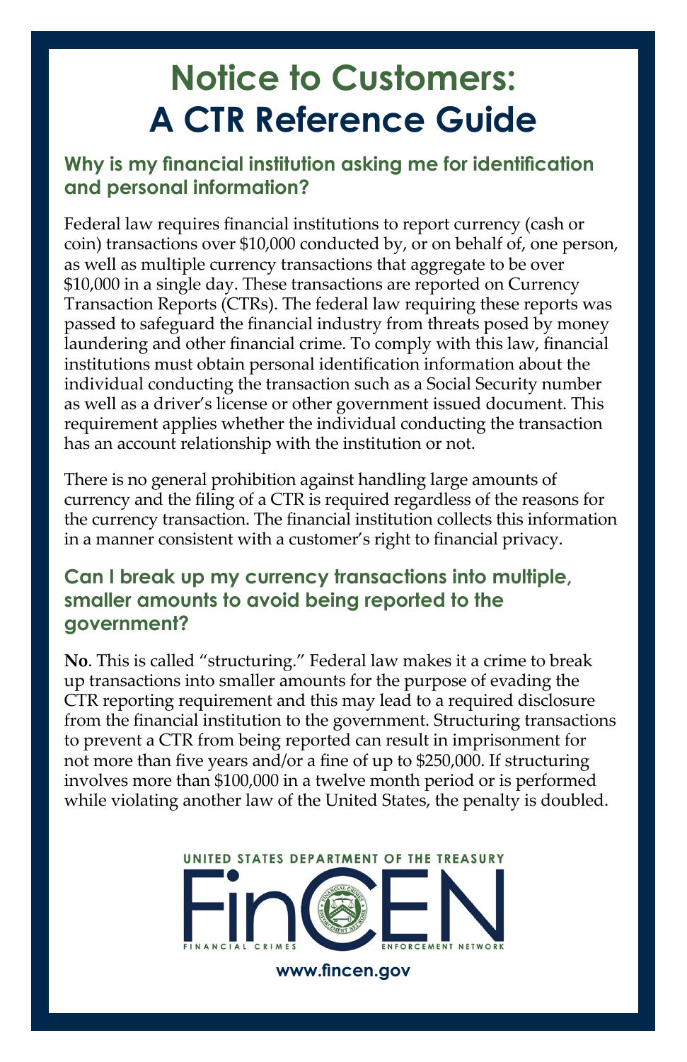# Notice to Customers: A CTR Reference Guide

## Why is my financial institution asking me for identification and personal information?

Federal law requires financial institutions to report currency (cash or coin) transactions over $10,000 conducted by, or on behalf of, one person, as well as multiple currency transactions that aggregate to be over $10,000 in a single day. These transactions are reported on Currency Transaction Reports (CTRs). The federal law requiring these reports was passed to safeguard the financial industry from threats posed by money laundering and other financial crime. To comply with this law, financial institutions must obtain personal identification information about the individual conducting the transaction such as a Social Security number as well as a driver's license or other government issued document. This requirement applies whether the individual conducting the transaction has an account relationship with the institution or not.

There is no general prohibition against handling large amounts of currency and the filing of a CTR is required regardless of the reasons for the currency transaction. The financial institution collects this information in a manner consistent with a customer's right to financial privacy.

## Can I break up my currency transactions into multiple, smaller amounts to avoid being reported to the government?

**No**. This is called "structuring." Federal law makes it a crime to break up transactions into smaller amounts for the purpose of evading the CTR reporting requirement and this may lead to a required disclosure from the financial institution to the government. Structuring transactions to prevent a CTR from being reported can result in imprisonment for not more than five years and/or a fine of up to $250,000. If structuring involves more than $100,000 in a twelve month period or is performed while violating another law of the United States, the penalty is doubled.

UNITED STATES DEPARTMENT OF THE TREASURY

FinCEN

FINANCIAL CRIMES ENFORCEMENT NETWORK

www.fincen.gov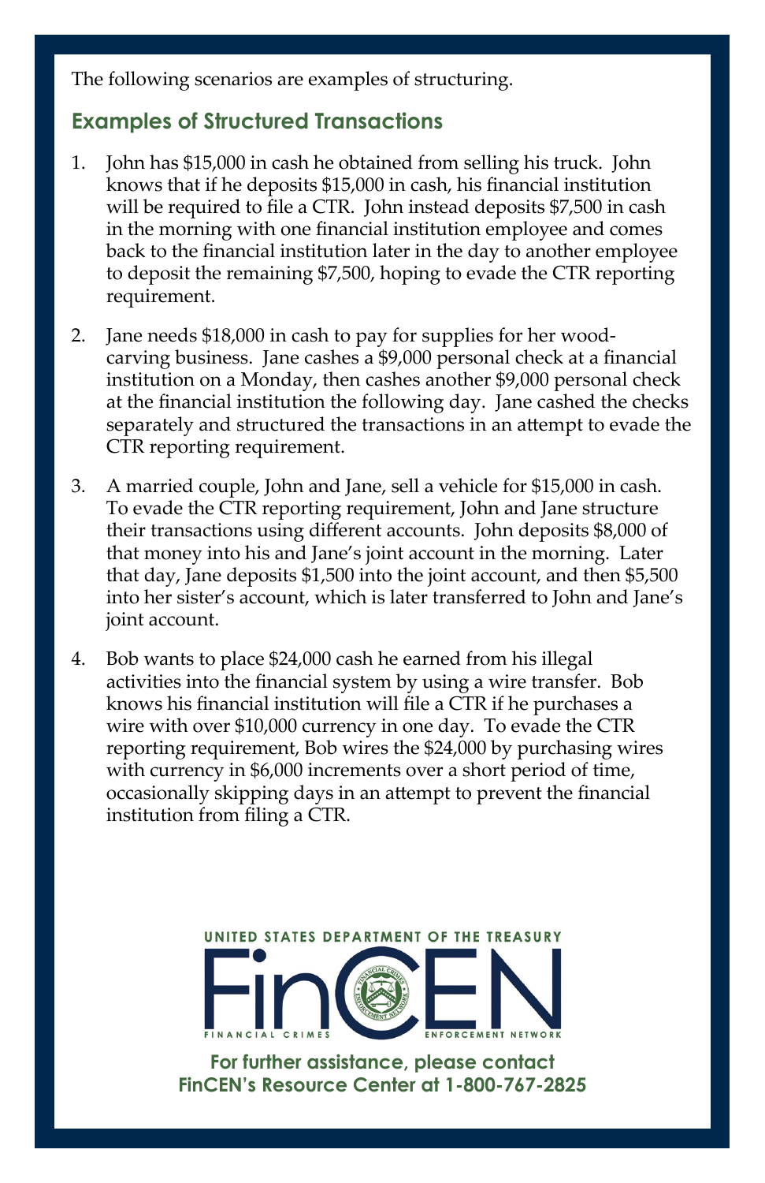The following scenarios are examples of structuring.

## Examples of Structured Transactions

1. John has $15,000 in cash he obtained from selling his truck. John knows that if he deposits $15,000 in cash, his financial institution will be required to file a CTR. John instead deposits $7,500 in cash in the morning with one financial institution employee and comes back to the financial institution later in the day to another employee to deposit the remaining $7,500, hoping to evade the CTR reporting requirement.

2. Jane needs $18,000 in cash to pay for supplies for her wood-carving business. Jane cashes a $9,000 personal check at a financial institution on a Monday, then cashes another $9,000 personal check at the financial institution the following day. Jane cashed the checks separately and structured the transactions in an attempt to evade the CTR reporting requirement.

3. A married couple, John and Jane, sell a vehicle for $15,000 in cash. To evade the CTR reporting requirement, John and Jane structure their transactions using different accounts. John deposits $8,000 of that money into his and Jane's joint account in the morning. Later that day, Jane deposits $1,500 into the joint account, and then $5,500 into her sister's account, which is later transferred to John and Jane's joint account.

4. Bob wants to place $24,000 cash he earned from his illegal activities into the financial system by using a wire transfer. Bob knows his financial institution will file a CTR if he purchases a wire with over $10,000 currency in one day. To evade the CTR reporting requirement, Bob wires the $24,000 by purchasing wires with currency in $6,000 increments over a short period of time, occasionally skipping days in an attempt to prevent the financial institution from filing a CTR.

UNITED STATES DEPARTMENT OF THE TREASURY

FinCEN

FINANCIAL CRIMES ENFORCEMENT NETWORK

**For further assistance, please contact FinCEN's Resource Center at 1-800-767-2825**